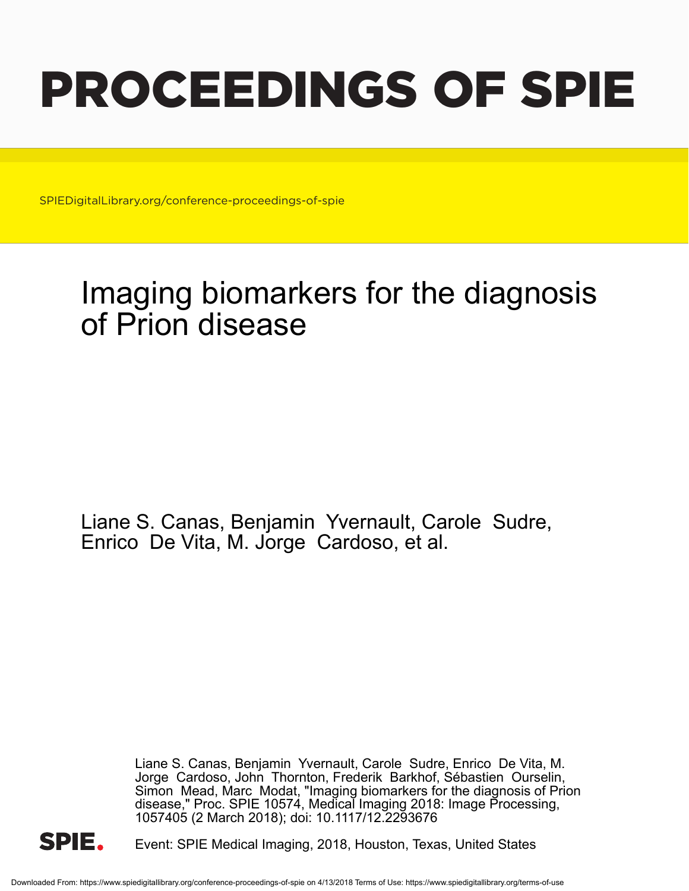# PROCEEDINGS OF SPIE

SPIEDigitalLibrary.org/conference-proceedings-of-spie

## Imaging biomarkers for the diagnosis of Prion disease

Liane S. Canas, Benjamin Yvernault, Carole Sudre, Enrico De Vita, M. Jorge Cardoso, et al.

Liane S. Canas, Benjamin Yvernault, Carole Sudre, Enrico De Vita, M. Jorge Cardoso, John Thornton, Frederik Barkhof, Sébastien Ourselin, Simon Mead, Marc Modat, "Imaging biomarkers for the diagnosis of Prion disease," Proc. SPIE 10574, Medical Imaging 2018: Image Processing, 1057405 (2 March 2018); doi: 10.1117/12.2293676

Event: SPIE Medical Imaging, 2018, Houston, Texas, United States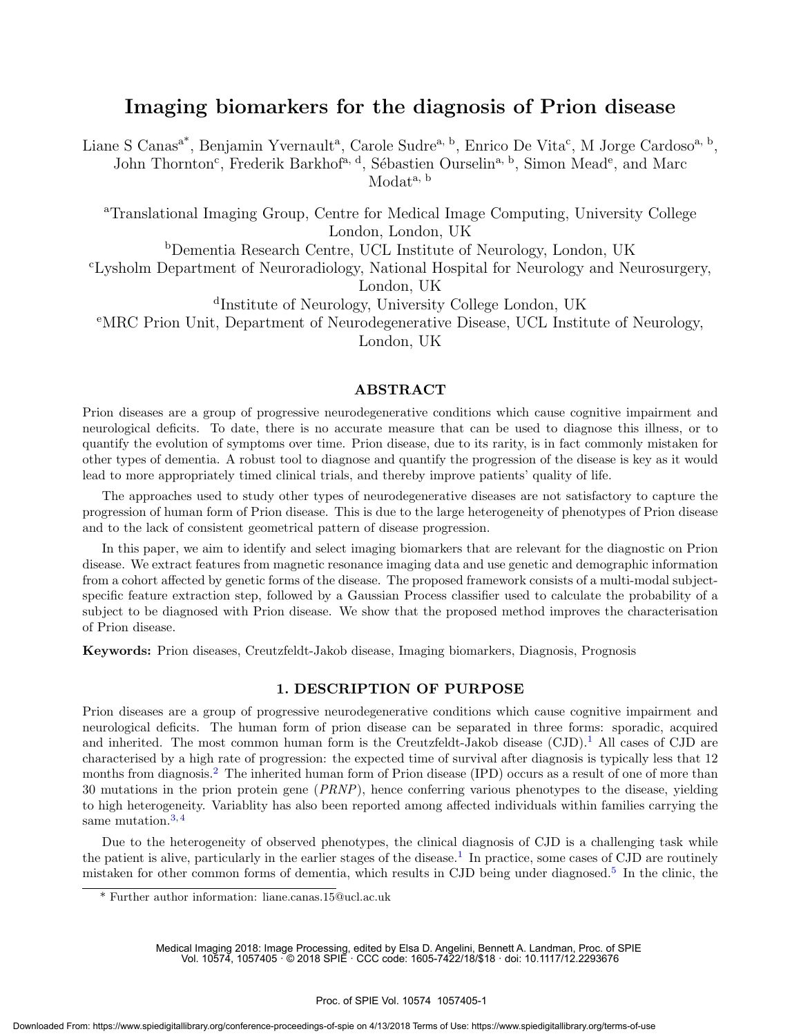# Imaging biomarkers for the diagnosis of Prion disease

Liane S Canas[a*], Benjamin Yvernault[a], Carole Sudre[a, b], Enrico De Vita[c], M Jorge Cardoso[a, b], John Thornton[c], Frederik Barkhof[a, d], Sébastien Ourselin[a, b], Simon Mead[e], and Marc Modat[a, b]

[a]Translational Imaging Group, Centre for Medical Image Computing, University College London, London, UK

[b]Dementia Research Centre, UCL Institute of Neurology, London, UK

[c]Lysholm Department of Neuroradiology, National Hospital for Neurology and Neurosurgery, London, UK

[d]Institute of Neurology, University College London, UK

[e]MRC Prion Unit, Department of Neurodegenerative Disease, UCL Institute of Neurology, London, UK

## ABSTRACT

Prion diseases are a group of progressive neurodegenerative conditions which cause cognitive impairment and neurological deficits. To date, there is no accurate measure that can be used to diagnose this illness, or to quantify the evolution of symptoms over time. Prion disease, due to its rarity, is in fact commonly mistaken for other types of dementia. A robust tool to diagnose and quantify the progression of the disease is key as it would lead to more appropriately timed clinical trials, and thereby improve patients' quality of life.

The approaches used to study other types of neurodegenerative diseases are not satisfactory to capture the progression of human form of Prion disease. This is due to the large heterogeneity of phenotypes of Prion disease and to the lack of consistent geometrical pattern of disease progression.

In this paper, we aim to identify and select imaging biomarkers that are relevant for the diagnostic on Prion disease. We extract features from magnetic resonance imaging data and use genetic and demographic information from a cohort affected by genetic forms of the disease. The proposed framework consists of a multi-modal subject-specific feature extraction step, followed by a Gaussian Process classifier used to calculate the probability of a subject to be diagnosed with Prion disease. We show that the proposed method improves the characterisation of Prion disease.

**Keywords:** Prion diseases, Creutzfeldt-Jakob disease, Imaging biomarkers, Diagnosis, Prognosis

## 1. DESCRIPTION OF PURPOSE

Prion diseases are a group of progressive neurodegenerative conditions which cause cognitive impairment and neurological deficits. The human form of prion disease can be separated in three forms: sporadic, acquired and inherited. The most common human form is the Creutzfeldt-Jakob disease (CJD).[1] All cases of CJD are characterised by a high rate of progression: the expected time of survival after diagnosis is typically less that 12 months from diagnosis.[2] The inherited human form of Prion disease (IPD) occurs as a result of one of more than 30 mutations in the prion protein gene (*PRNP*), hence conferring various phenotypes to the disease, yielding to high heterogeneity. Variablity has also been reported among affected individuals within families carrying the same mutation.[3,4]

Due to the heterogeneity of observed phenotypes, the clinical diagnosis of CJD is a challenging task while the patient is alive, particularly in the earlier stages of the disease.[1] In practice, some cases of CJD are routinely mistaken for other common forms of dementia, which results in CJD being under diagnosed.[5] In the clinic, the

* Further author information: liane.canas.15@ucl.ac.uk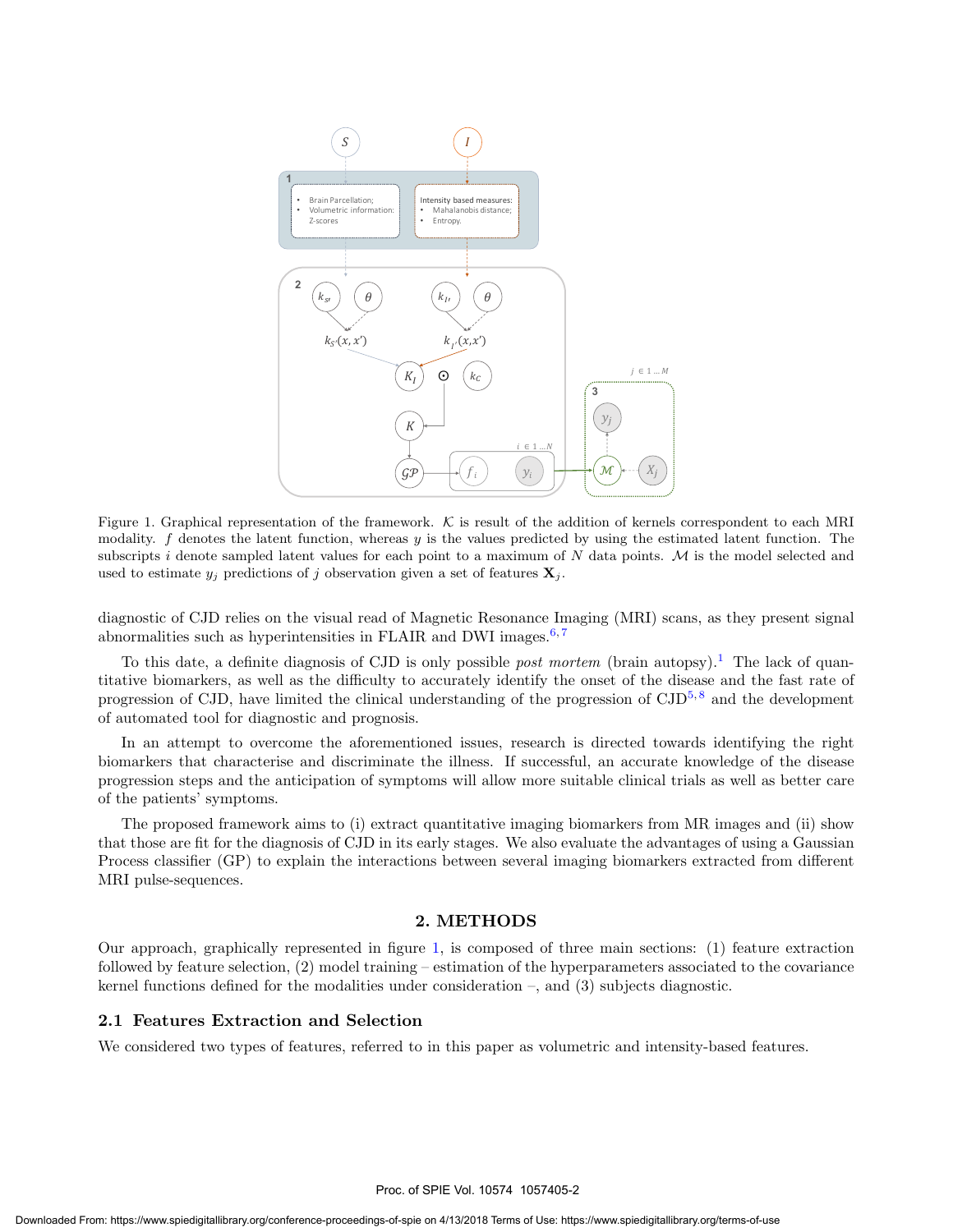Figure 1. Graphical representation of the framework. $\mathcal{K}$ is result of the addition of kernels correspondent to each MRI modality. $f$ denotes the latent function, whereas $y$ is the values predicted by using the estimated latent function. The subscripts $i$ denote sampled latent values for each point to a maximum of $N$ data points. $\mathcal{M}$ is the model selected and used to estimate $y_j$ predictions of $j$ observation given a set of features $\mathbf{X}_j$.

diagnostic of CJD relies on the visual read of Magnetic Resonance Imaging (MRI) scans, as they present signal abnormalities such as hyperintensities in FLAIR and DWI images.[6,7]

To this date, a definite diagnosis of CJD is only possible *post mortem* (brain autopsy).[1] The lack of quantitative biomarkers, as well as the difficulty to accurately identify the onset of the disease and the fast rate of progression of CJD, have limited the clinical understanding of the progression of CJD[5,8] and the development of automated tool for diagnostic and prognosis.

In an attempt to overcome the aforementioned issues, research is directed towards identifying the right biomarkers that characterise and discriminate the illness. If successful, an accurate knowledge of the disease progression steps and the anticipation of symptoms will allow more suitable clinical trials as well as better care of the patients' symptoms.

The proposed framework aims to (i) extract quantitative imaging biomarkers from MR images and (ii) show that those are fit for the diagnosis of CJD in its early stages. We also evaluate the advantages of using a Gaussian Process classifier (GP) to explain the interactions between several imaging biomarkers extracted from different MRI pulse-sequences.

## 2. METHODS

Our approach, graphically represented in figure 1, is composed of three main sections: (1) feature extraction followed by feature selection, (2) model training – estimation of the hyperparameters associated to the covariance kernel functions defined for the modalities under consideration –, and (3) subjects diagnostic.

### 2.1 Features Extraction and Selection

We considered two types of features, referred to in this paper as volumetric and intensity-based features.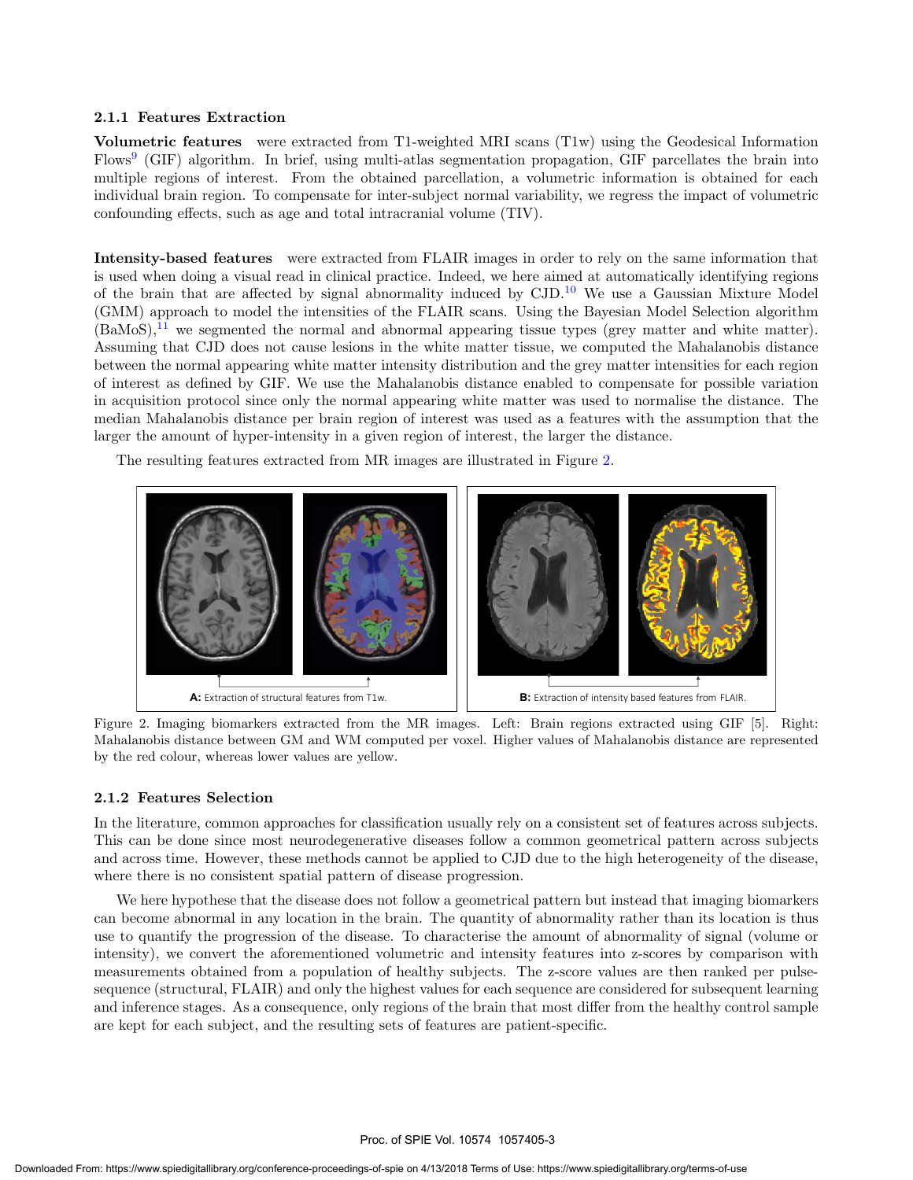### 2.1.1 Features Extraction

**Volumetric features** were extracted from T1-weighted MRI scans (T1w) using the Geodesical Information Flows[9] (GIF) algorithm. In brief, using multi-atlas segmentation propagation, GIF parcellates the brain into multiple regions of interest. From the obtained parcellation, a volumetric information is obtained for each individual brain region. To compensate for inter-subject normal variability, we regress the impact of volumetric confounding effects, such as age and total intracranial volume (TIV).

**Intensity-based features** were extracted from FLAIR images in order to rely on the same information that is used when doing a visual read in clinical practice. Indeed, we here aimed at automatically identifying regions of the brain that are affected by signal abnormality induced by CJD.[10] We use a Gaussian Mixture Model (GMM) approach to model the intensities of the FLAIR scans. Using the Bayesian Model Selection algorithm (BaMoS),[11] we segmented the normal and abnormal appearing tissue types (grey matter and white matter). Assuming that CJD does not cause lesions in the white matter tissue, we computed the Mahalanobis distance between the normal appearing white matter intensity distribution and the grey matter intensities for each region of interest as defined by GIF. We use the Mahalanobis distance enabled to compensate for possible variation in acquisition protocol since only the normal appearing white matter was used to normalise the distance. The median Mahalanobis distance per brain region of interest was used as a features with the assumption that the larger the amount of hyper-intensity in a given region of interest, the larger the distance.

The resulting features extracted from MR images are illustrated in Figure 2.

**A:** Extraction of structural features from T1w. **B:** Extraction of intensity based features from FLAIR.

Figure 2. Imaging biomarkers extracted from the MR images. Left: Brain regions extracted using GIF [5]. Right: Mahalanobis distance between GM and WM computed per voxel. Higher values of Mahalanobis distance are represented by the red colour, whereas lower values are yellow.

### 2.1.2 Features Selection

In the literature, common approaches for classification usually rely on a consistent set of features across subjects. This can be done since most neurodegenerative diseases follow a common geometrical pattern across subjects and across time. However, these methods cannot be applied to CJD due to the high heterogeneity of the disease, where there is no consistent spatial pattern of disease progression.

We here hypothese that the disease does not follow a geometrical pattern but instead that imaging biomarkers can become abnormal in any location in the brain. The quantity of abnormality rather than its location is thus use to quantify the progression of the disease. To characterise the amount of abnormality of signal (volume or intensity), we convert the aforementioned volumetric and intensity features into z-scores by comparison with measurements obtained from a population of healthy subjects. The z-score values are then ranked per pulse-sequence (structural, FLAIR) and only the highest values for each sequence are considered for subsequent learning and inference stages. As a consequence, only regions of the brain that most differ from the healthy control sample are kept for each subject, and the resulting sets of features are patient-specific.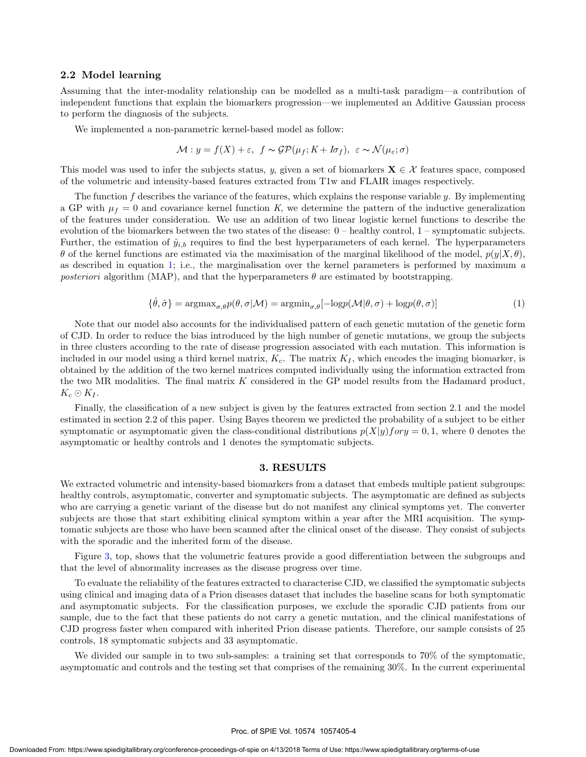### 2.2 Model learning

Assuming that the inter-modality relationship can be modelled as a multi-task paradigm—a contribution of independent functions that explain the biomarkers progression—we implemented an Additive Gaussian process to perform the diagnosis of the subjects.

We implemented a non-parametric kernel-based model as follow:

$$\mathcal{M} : y = f(X) + \varepsilon, \;\; f \sim \mathcal{GP}(\mu_f; K + I\sigma_f), \;\; \varepsilon \sim \mathcal{N}(\mu_\varepsilon; \sigma)$$

This model was used to infer the subjects status, $y$, given a set of biomarkers $\mathbf{X} \in \mathcal{X}$ features space, composed of the volumetric and intensity-based features extracted from T1w and FLAIR images respectively.

The function $f$ describes the variance of the features, which explains the response variable $y$. By implementing a GP with $\mu_f = 0$ and covariance kernel function $K$, we determine the pattern of the inductive generalization of the features under consideration. We use an addition of two linear logistic kernel functions to describe the evolution of the biomarkers between the two states of the disease: 0 – healthy control, 1 – symptomatic subjects. Further, the estimation of $\hat{y}_{i,b}$ requires to find the best hyperparameters of each kernel. The hyperparameters $\theta$ of the kernel functions are estimated via the maximisation of the marginal likelihood of the model, $p(y|X, \theta)$, as described in equation 1; i.e., the marginalisation over the kernel parameters is performed by maximum *a posteriori* algorithm (MAP), and that the hyperparameters $\theta$ are estimated by bootstrapping.

$$\{\hat{\theta}, \hat{\sigma}\} = \text{argmax}_{\sigma,\theta} p(\theta, \sigma|\mathcal{M}) = \text{argmin}_{\sigma,\theta}[-\text{log}p(\mathcal{M}|\theta, \sigma) + \text{log}p(\theta, \sigma)] \tag{1}$$

Note that our model also accounts for the individualised pattern of each genetic mutation of the genetic form of CJD. In order to reduce the bias introduced by the high number of genetic mutations, we group the subjects in three clusters according to the rate of disease progression associated with each mutation. This information is included in our model using a third kernel matrix, $K_c$. The matrix $K_I$, which encodes the imaging biomarker, is obtained by the addition of the two kernel matrices computed individually using the information extracted from the two MR modalities. The final matrix $K$ considered in the GP model results from the Hadamard product, $K_c \odot K_I$.

Finally, the classification of a new subject is given by the features extracted from section 2.1 and the model estimated in section 2.2 of this paper. Using Bayes theorem we predicted the probability of a subject to be either symptomatic or asymptomatic given the class-conditional distributions $p(X|y) for y = 0, 1$, where 0 denotes the asymptomatic or healthy controls and 1 denotes the symptomatic subjects.

## 3. RESULTS

We extracted volumetric and intensity-based biomarkers from a dataset that embeds multiple patient subgroups: healthy controls, asymptomatic, converter and symptomatic subjects. The asymptomatic are defined as subjects who are carrying a genetic variant of the disease but do not manifest any clinical symptoms yet. The converter subjects are those that start exhibiting clinical symptom within a year after the MRI acquisition. The symptomatic subjects are those who have been scanned after the clinical onset of the disease. They consist of subjects with the sporadic and the inherited form of the disease.

Figure 3, top, shows that the volumetric features provide a good differentiation between the subgroups and that the level of abnormality increases as the disease progress over time.

To evaluate the reliability of the features extracted to characterise CJD, we classified the symptomatic subjects using clinical and imaging data of a Prion diseases dataset that includes the baseline scans for both symptomatic and asymptomatic subjects. For the classification purposes, we exclude the sporadic CJD patients from our sample, due to the fact that these patients do not carry a genetic mutation, and the clinical manifestations of CJD progress faster when compared with inherited Prion disease patients. Therefore, our sample consists of 25 controls, 18 symptomatic subjects and 33 asymptomatic.

We divided our sample in to two sub-samples: a training set that corresponds to 70% of the symptomatic, asymptomatic and controls and the testing set that comprises of the remaining 30%. In the current experimental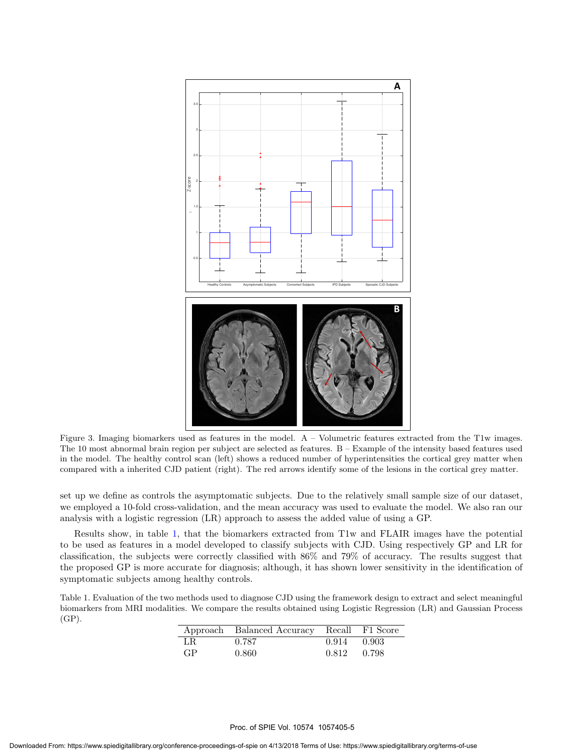Figure 3. Imaging biomarkers used as features in the model. A – Volumetric features extracted from the T1w images. The 10 most abnormal brain region per subject are selected as features. B – Example of the intensity based features used in the model. The healthy control scan (left) shows a reduced number of hyperintensities the cortical grey matter when compared with a inherited CJD patient (right). The red arrows identify some of the lesions in the cortical grey matter.

set up we define as controls the asymptomatic subjects. Due to the relatively small sample size of our dataset, we employed a 10-fold cross-validation, and the mean accuracy was used to evaluate the model. We also ran our analysis with a logistic regression (LR) approach to assess the added value of using a GP.

Results show, in table 1, that the biomarkers extracted from T1w and FLAIR images have the potential to be used as features in a model developed to classify subjects with CJD. Using respectively GP and LR for classification, the subjects were correctly classified with 86% and 79% of accuracy. The results suggest that the proposed GP is more accurate for diagnosis; although, it has shown lower sensitivity in the identification of symptomatic subjects among healthy controls.

Table 1. Evaluation of the two methods used to diagnose CJD using the framework design to extract and select meaningful biomarkers from MRI modalities. We compare the results obtained using Logistic Regression (LR) and Gaussian Process (GP).

| Approach | Balanced Accuracy | Recall | F1 Score |
|---|---|---|---|
| LR | 0.787 | 0.914 | 0.903 |
| GP | 0.860 | 0.812 | 0.798 |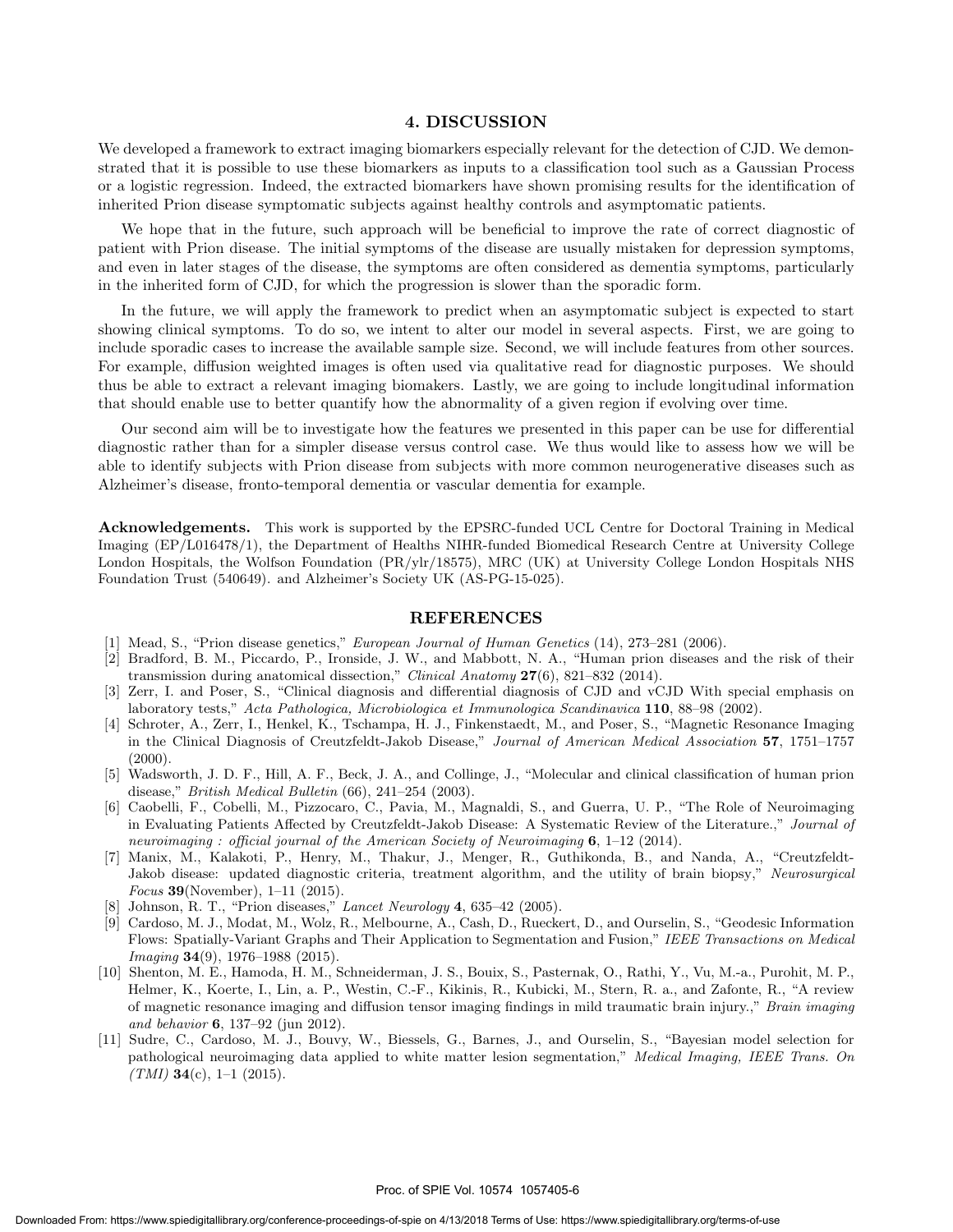## 4. DISCUSSION

We developed a framework to extract imaging biomarkers especially relevant for the detection of CJD. We demonstrated that it is possible to use these biomarkers as inputs to a classification tool such as a Gaussian Process or a logistic regression. Indeed, the extracted biomarkers have shown promising results for the identification of inherited Prion disease symptomatic subjects against healthy controls and asymptomatic patients.

We hope that in the future, such approach will be beneficial to improve the rate of correct diagnostic of patient with Prion disease. The initial symptoms of the disease are usually mistaken for depression symptoms, and even in later stages of the disease, the symptoms are often considered as dementia symptoms, particularly in the inherited form of CJD, for which the progression is slower than the sporadic form.

In the future, we will apply the framework to predict when an asymptomatic subject is expected to start showing clinical symptoms. To do so, we intent to alter our model in several aspects. First, we are going to include sporadic cases to increase the available sample size. Second, we will include features from other sources. For example, diffusion weighted images is often used via qualitative read for diagnostic purposes. We should thus be able to extract a relevant imaging biomakers. Lastly, we are going to include longitudinal information that should enable use to better quantify how the abnormality of a given region if evolving over time.

Our second aim will be to investigate how the features we presented in this paper can be use for differential diagnostic rather than for a simpler disease versus control case. We thus would like to assess how we will be able to identify subjects with Prion disease from subjects with more common neurogenerative diseases such as Alzheimer's disease, fronto-temporal dementia or vascular dementia for example.

**Acknowledgements.** This work is supported by the EPSRC-funded UCL Centre for Doctoral Training in Medical Imaging (EP/L016478/1), the Department of Healths NIHR-funded Biomedical Research Centre at University College London Hospitals, the Wolfson Foundation (PR/ylr/18575), MRC (UK) at University College London Hospitals NHS Foundation Trust (540649). and Alzheimer's Society UK (AS-PG-15-025).

## REFERENCES

[1] Mead, S., "Prion disease genetics," *European Journal of Human Genetics* (14), 273–281 (2006).

[2] Bradford, B. M., Piccardo, P., Ironside, J. W., and Mabbott, N. A., "Human prion diseases and the risk of their transmission during anatomical dissection," *Clinical Anatomy* **27**(6), 821–832 (2014).

[3] Zerr, I. and Poser, S., "Clinical diagnosis and differential diagnosis of CJD and vCJD With special emphasis on laboratory tests," *Acta Pathologica, Microbiologica et Immunologica Scandinavica* **110**, 88–98 (2002).

[4] Schroter, A., Zerr, I., Henkel, K., Tschampa, H. J., Finkenstaedt, M., and Poser, S., "Magnetic Resonance Imaging in the Clinical Diagnosis of Creutzfeldt-Jakob Disease," *Journal of American Medical Association* **57**, 1751–1757 (2000).

[5] Wadsworth, J. D. F., Hill, A. F., Beck, J. A., and Collinge, J., "Molecular and clinical classification of human prion disease," *British Medical Bulletin* (66), 241–254 (2003).

[6] Caobelli, F., Cobelli, M., Pizzocaro, C., Pavia, M., Magnaldi, S., and Guerra, U. P., "The Role of Neuroimaging in Evaluating Patients Affected by Creutzfeldt-Jakob Disease: A Systematic Review of the Literature.," *Journal of neuroimaging : official journal of the American Society of Neuroimaging* **6**, 1–12 (2014).

[7] Manix, M., Kalakoti, P., Henry, M., Thakur, J., Menger, R., Guthikonda, B., and Nanda, A., "Creutzfeldt-Jakob disease: updated diagnostic criteria, treatment algorithm, and the utility of brain biopsy," *Neurosurgical Focus* **39**(November), 1–11 (2015).

[8] Johnson, R. T., "Prion diseases," *Lancet Neurology* **4**, 635–42 (2005).

[9] Cardoso, M. J., Modat, M., Wolz, R., Melbourne, A., Cash, D., Rueckert, D., and Ourselin, S., "Geodesic Information Flows: Spatially-Variant Graphs and Their Application to Segmentation and Fusion," *IEEE Transactions on Medical Imaging* **34**(9), 1976–1988 (2015).

[10] Shenton, M. E., Hamoda, H. M., Schneiderman, J. S., Bouix, S., Pasternak, O., Rathi, Y., Vu, M.-a., Purohit, M. P., Helmer, K., Koerte, I., Lin, a. P., Westin, C.-F., Kikinis, R., Kubicki, M., Stern, R. a., and Zafonte, R., "A review of magnetic resonance imaging and diffusion tensor imaging findings in mild traumatic brain injury.," *Brain imaging and behavior* **6**, 137–92 (jun 2012).

[11] Sudre, C., Cardoso, M. J., Bouvy, W., Biessels, G., Barnes, J., and Ourselin, S., "Bayesian model selection for pathological neuroimaging data applied to white matter lesion segmentation," *Medical Imaging, IEEE Trans. On (TMI)* **34**(c), 1–1 (2015).